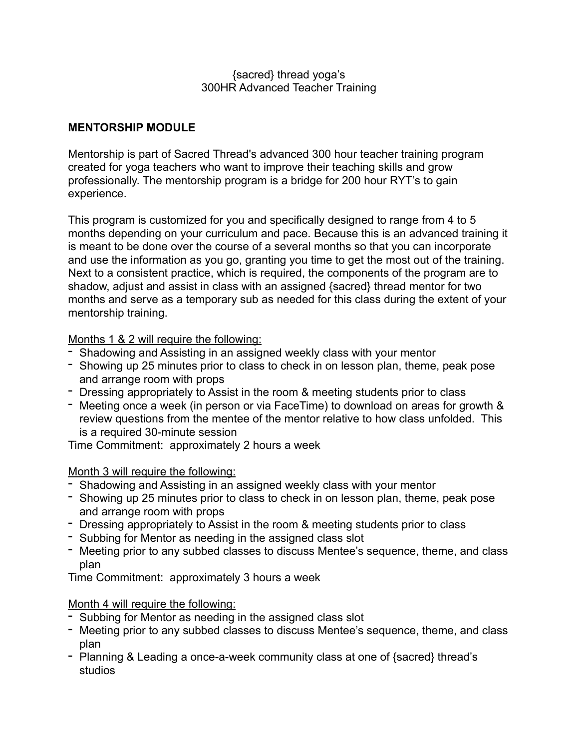{sacred} thread yoga's
300HR Advanced Teacher Training

## MENTORSHIP MODULE

Mentorship is part of Sacred Thread's advanced 300 hour teacher training program created for yoga teachers who want to improve their teaching skills and grow professionally. The mentorship program is a bridge for 200 hour RYT's to gain experience.

This program is customized for you and specifically designed to range from 4 to 5 months depending on your curriculum and pace. Because this is an advanced training it is meant to be done over the course of a several months so that you can incorporate and use the information as you go, granting you time to get the most out of the training. Next to a consistent practice, which is required, the components of the program are to shadow, adjust and assist in class with an assigned {sacred} thread mentor for two months and serve as a temporary sub as needed for this class during the extent of your mentorship training.

<u>Months 1 & 2 will require the following:</u>

- Shadowing and Assisting in an assigned weekly class with your mentor
- Showing up 25 minutes prior to class to check in on lesson plan, theme, peak pose and arrange room with props
- Dressing appropriately to Assist in the room & meeting students prior to class
- Meeting once a week (in person or via FaceTime) to download on areas for growth & review questions from the mentee of the mentor relative to how class unfolded. This is a required 30-minute session

Time Commitment: approximately 2 hours a week

<u>Month 3 will require the following:</u>

- Shadowing and Assisting in an assigned weekly class with your mentor
- Showing up 25 minutes prior to class to check in on lesson plan, theme, peak pose and arrange room with props
- Dressing appropriately to Assist in the room & meeting students prior to class
- Subbing for Mentor as needing in the assigned class slot
- Meeting prior to any subbed classes to discuss Mentee's sequence, theme, and class plan

Time Commitment: approximately 3 hours a week

<u>Month 4 will require the following:</u>

- Subbing for Mentor as needing in the assigned class slot
- Meeting prior to any subbed classes to discuss Mentee's sequence, theme, and class plan
- Planning & Leading a once-a-week community class at one of {sacred} thread's studios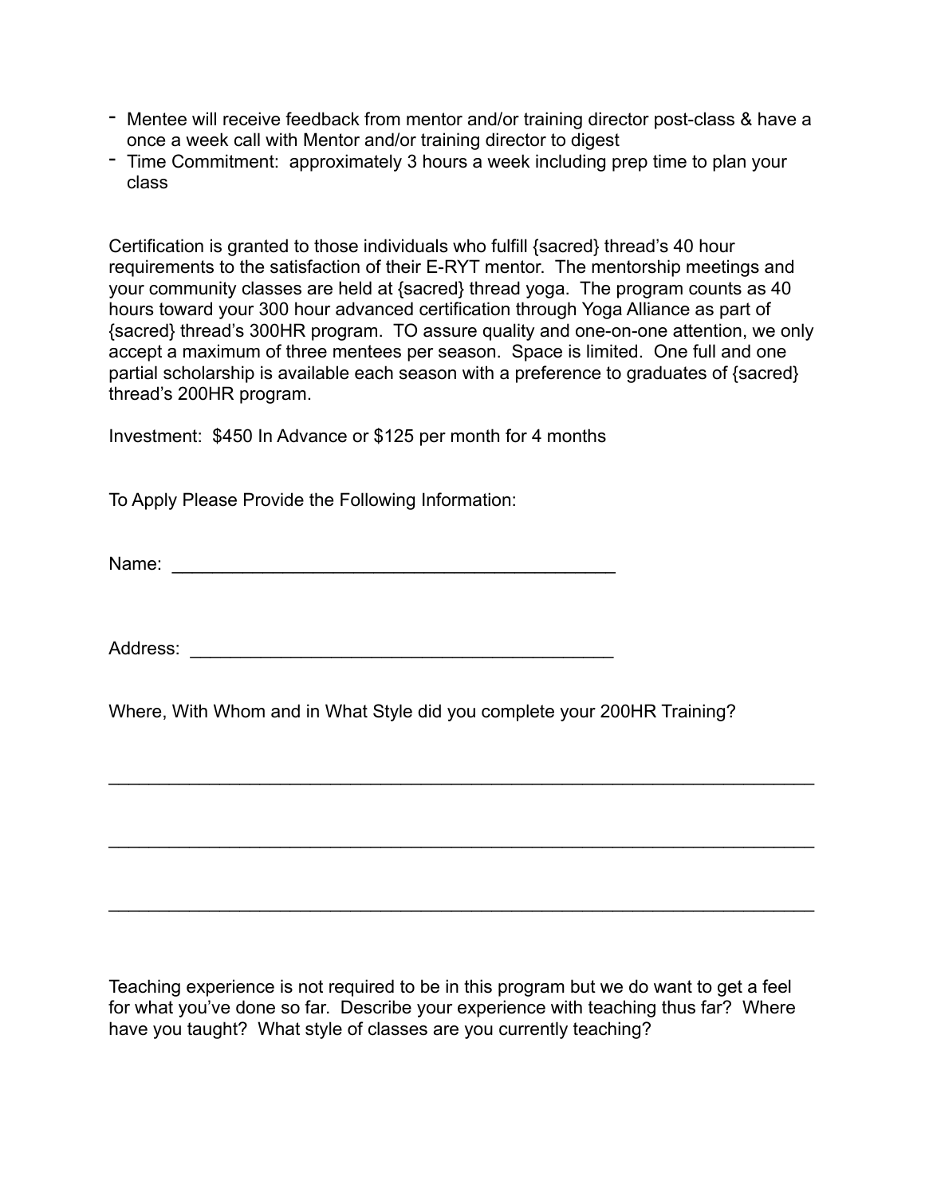- Mentee will receive feedback from mentor and/or training director post-class & have a once a week call with Mentor and/or training director to digest
- Time Commitment: approximately 3 hours a week including prep time to plan your class

Certification is granted to those individuals who fulfill {sacred} thread's 40 hour requirements to the satisfaction of their E-RYT mentor. The mentorship meetings and your community classes are held at {sacred} thread yoga. The program counts as 40 hours toward your 300 hour advanced certification through Yoga Alliance as part of {sacred} thread's 300HR program. TO assure quality and one-on-one attention, we only accept a maximum of three mentees per season. Space is limited. One full and one partial scholarship is available each season with a preference to graduates of {sacred} thread's 200HR program.

Investment: $450 In Advance or $125 per month for 4 months

To Apply Please Provide the Following Information:

Name: ______________________________________________

Address: ____________________________________________

Where, With Whom and in What Style did you complete your 200HR Training?

________________________________________________________________________

________________________________________________________________________

________________________________________________________________________

Teaching experience is not required to be in this program but we do want to get a feel for what you've done so far. Describe your experience with teaching thus far? Where have you taught? What style of classes are you currently teaching?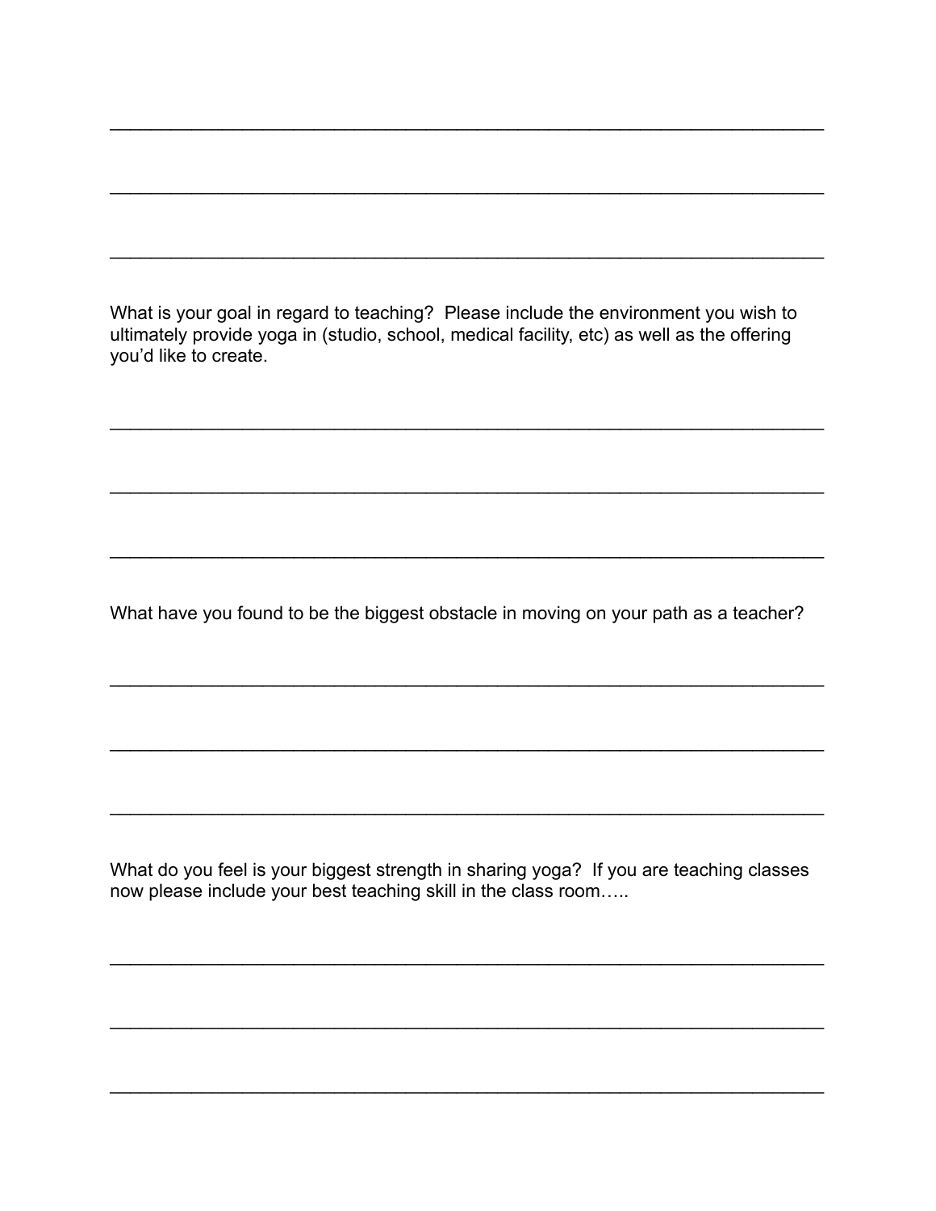\_\_\_\_\_\_\_\_\_\_\_\_\_\_\_\_\_\_\_\_\_\_\_\_\_\_\_\_\_\_\_\_\_\_\_\_\_\_\_\_\_\_\_\_\_\_\_\_\_\_\_\_\_\_\_\_\_\_\_\_\_\_\_\_\_\_\_\_

\_\_\_\_\_\_\_\_\_\_\_\_\_\_\_\_\_\_\_\_\_\_\_\_\_\_\_\_\_\_\_\_\_\_\_\_\_\_\_\_\_\_\_\_\_\_\_\_\_\_\_\_\_\_\_\_\_\_\_\_\_\_\_\_\_\_\_\_

\_\_\_\_\_\_\_\_\_\_\_\_\_\_\_\_\_\_\_\_\_\_\_\_\_\_\_\_\_\_\_\_\_\_\_\_\_\_\_\_\_\_\_\_\_\_\_\_\_\_\_\_\_\_\_\_\_\_\_\_\_\_\_\_\_\_\_\_

What is your goal in regard to teaching? Please include the environment you wish to ultimately provide yoga in (studio, school, medical facility, etc) as well as the offering you'd like to create.

\_\_\_\_\_\_\_\_\_\_\_\_\_\_\_\_\_\_\_\_\_\_\_\_\_\_\_\_\_\_\_\_\_\_\_\_\_\_\_\_\_\_\_\_\_\_\_\_\_\_\_\_\_\_\_\_\_\_\_\_\_\_\_\_\_\_\_\_

\_\_\_\_\_\_\_\_\_\_\_\_\_\_\_\_\_\_\_\_\_\_\_\_\_\_\_\_\_\_\_\_\_\_\_\_\_\_\_\_\_\_\_\_\_\_\_\_\_\_\_\_\_\_\_\_\_\_\_\_\_\_\_\_\_\_\_\_

\_\_\_\_\_\_\_\_\_\_\_\_\_\_\_\_\_\_\_\_\_\_\_\_\_\_\_\_\_\_\_\_\_\_\_\_\_\_\_\_\_\_\_\_\_\_\_\_\_\_\_\_\_\_\_\_\_\_\_\_\_\_\_\_\_\_\_\_

What have you found to be the biggest obstacle in moving on your path as a teacher?

\_\_\_\_\_\_\_\_\_\_\_\_\_\_\_\_\_\_\_\_\_\_\_\_\_\_\_\_\_\_\_\_\_\_\_\_\_\_\_\_\_\_\_\_\_\_\_\_\_\_\_\_\_\_\_\_\_\_\_\_\_\_\_\_\_\_\_\_

\_\_\_\_\_\_\_\_\_\_\_\_\_\_\_\_\_\_\_\_\_\_\_\_\_\_\_\_\_\_\_\_\_\_\_\_\_\_\_\_\_\_\_\_\_\_\_\_\_\_\_\_\_\_\_\_\_\_\_\_\_\_\_\_\_\_\_\_

\_\_\_\_\_\_\_\_\_\_\_\_\_\_\_\_\_\_\_\_\_\_\_\_\_\_\_\_\_\_\_\_\_\_\_\_\_\_\_\_\_\_\_\_\_\_\_\_\_\_\_\_\_\_\_\_\_\_\_\_\_\_\_\_\_\_\_\_

What do you feel is your biggest strength in sharing yoga? If you are teaching classes now please include your best teaching skill in the class room…..

\_\_\_\_\_\_\_\_\_\_\_\_\_\_\_\_\_\_\_\_\_\_\_\_\_\_\_\_\_\_\_\_\_\_\_\_\_\_\_\_\_\_\_\_\_\_\_\_\_\_\_\_\_\_\_\_\_\_\_\_\_\_\_\_\_\_\_\_

\_\_\_\_\_\_\_\_\_\_\_\_\_\_\_\_\_\_\_\_\_\_\_\_\_\_\_\_\_\_\_\_\_\_\_\_\_\_\_\_\_\_\_\_\_\_\_\_\_\_\_\_\_\_\_\_\_\_\_\_\_\_\_\_\_\_\_\_

\_\_\_\_\_\_\_\_\_\_\_\_\_\_\_\_\_\_\_\_\_\_\_\_\_\_\_\_\_\_\_\_\_\_\_\_\_\_\_\_\_\_\_\_\_\_\_\_\_\_\_\_\_\_\_\_\_\_\_\_\_\_\_\_\_\_\_\_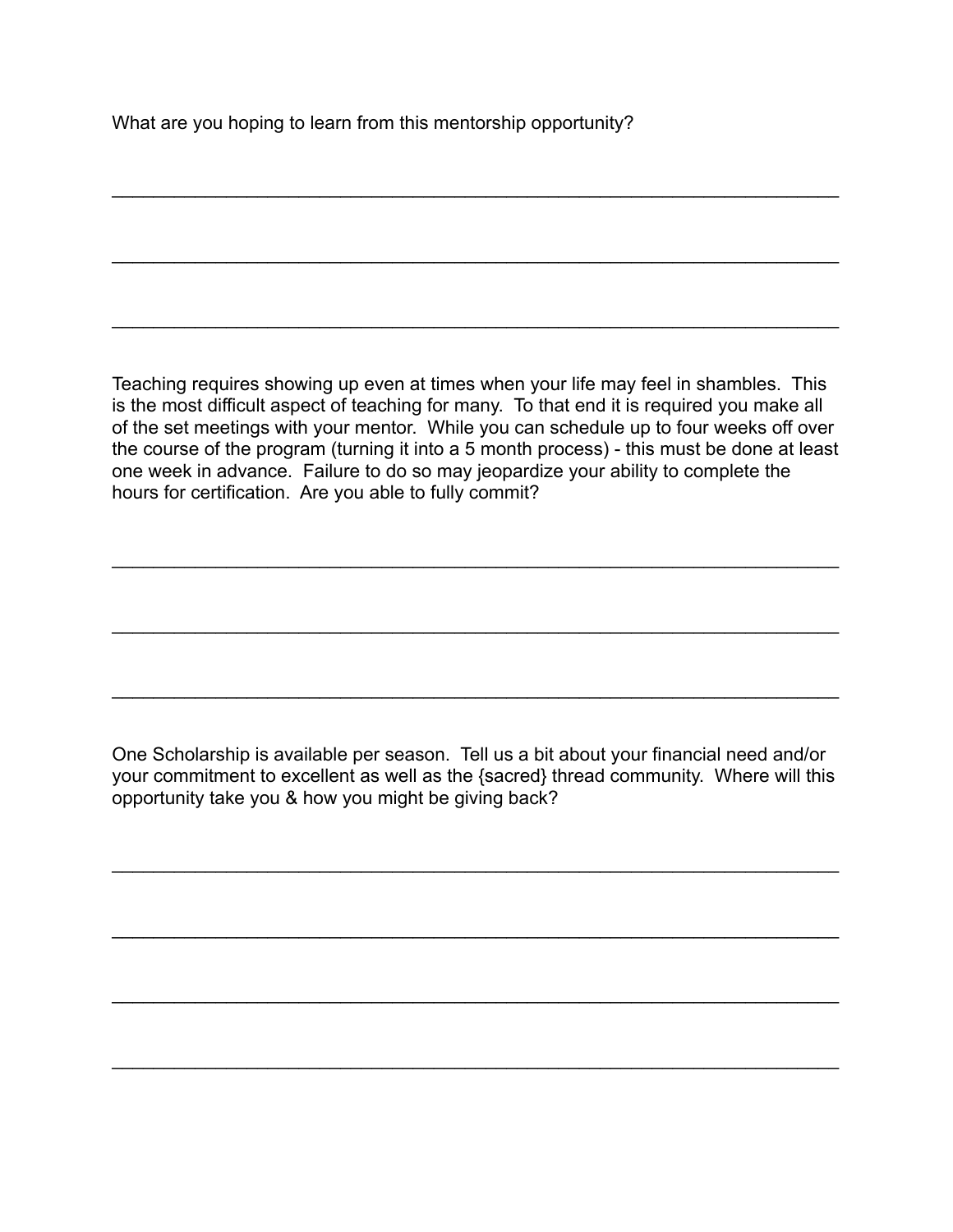What are you hoping to learn from this mentorship opportunity?

_______________________________________________________________________

_______________________________________________________________________

_______________________________________________________________________

Teaching requires showing up even at times when your life may feel in shambles. This is the most difficult aspect of teaching for many. To that end it is required you make all of the set meetings with your mentor. While you can schedule up to four weeks off over the course of the program (turning it into a 5 month process) - this must be done at least one week in advance. Failure to do so may jeopardize your ability to complete the hours for certification. Are you able to fully commit?

_______________________________________________________________________

_______________________________________________________________________

_______________________________________________________________________

One Scholarship is available per season. Tell us a bit about your financial need and/or your commitment to excellent as well as the {sacred} thread community. Where will this opportunity take you & how you might be giving back?

_______________________________________________________________________

_______________________________________________________________________

_______________________________________________________________________

_______________________________________________________________________